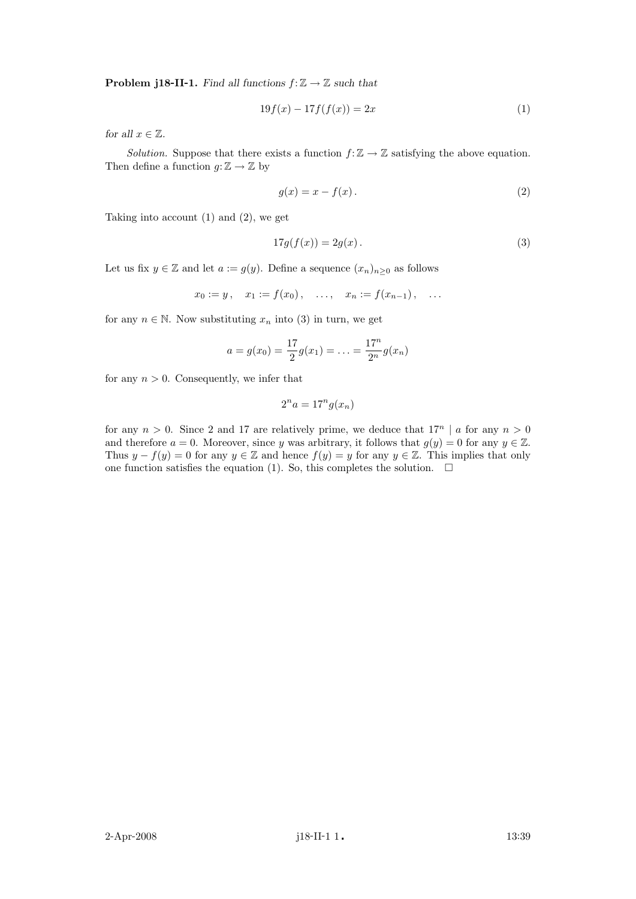**Problem j18-II-1.** *Find all functions $f\colon \mathbb{Z} \to \mathbb{Z}$ such that*

$$19f(x) - 17f(f(x)) = 2x \tag{1}$$

*for all $x \in \mathbb{Z}$.*

*Solution.* Suppose that there exists a function $f\colon \mathbb{Z} \to \mathbb{Z}$ satisfying the above equation. Then define a function $g\colon \mathbb{Z} \to \mathbb{Z}$ by

$$g(x) = x - f(x)\,. \tag{2}$$

Taking into account (1) and (2), we get

$$17g(f(x)) = 2g(x)\,. \tag{3}$$

Let us fix $y \in \mathbb{Z}$ and let $a := g(y)$. Define a sequence $(x_n)_{n \geq 0}$ as follows

$$x_0 := y\,, \quad x_1 := f(x_0)\,, \quad \ldots, \quad x_n := f(x_{n-1})\,, \quad \ldots$$

for any $n \in \mathbb{N}$. Now substituting $x_n$ into (3) in turn, we get

$$a = g(x_0) = \frac{17}{2}g(x_1) = \ldots = \frac{17^n}{2^n}g(x_n)$$

for any $n > 0$. Consequently, we infer that

$$2^n a = 17^n g(x_n)$$

for any $n > 0$. Since 2 and 17 are relatively prime, we deduce that $17^n \mid a$ for any $n > 0$ and therefore $a = 0$. Moreover, since $y$ was arbitrary, it follows that $g(y) = 0$ for any $y \in \mathbb{Z}$. Thus $y - f(y) = 0$ for any $y \in \mathbb{Z}$ and hence $f(y) = y$ for any $y \in \mathbb{Z}$. This implies that only one function satisfies the equation (1). So, this completes the solution. $\square$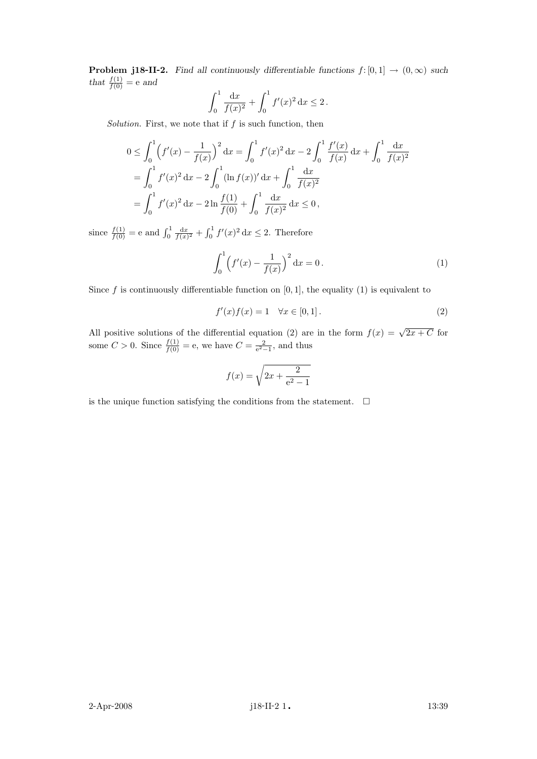**Problem j18-II-2.** *Find all continuously differentiable functions $f\colon [0,1] \to (0,\infty)$ such that $\frac{f(1)}{f(0)} = \mathrm{e}$ and*

$$\int_0^1 \frac{\mathrm{d}x}{f(x)^2} + \int_0^1 f'(x)^2 \,\mathrm{d}x \le 2\,.$$

*Solution.* First, we note that if $f$ is such function, then

$$\begin{aligned}
0 &\le \int_0^1 \Big(f'(x) - \frac{1}{f(x)}\Big)^2 \,\mathrm{d}x = \int_0^1 f'(x)^2 \,\mathrm{d}x - 2\int_0^1 \frac{f'(x)}{f(x)} \,\mathrm{d}x + \int_0^1 \frac{\mathrm{d}x}{f(x)^2} \\
&= \int_0^1 f'(x)^2 \,\mathrm{d}x - 2\int_0^1 (\ln f(x))' \,\mathrm{d}x + \int_0^1 \frac{\mathrm{d}x}{f(x)^2} \\
&= \int_0^1 f'(x)^2 \,\mathrm{d}x - 2\ln\frac{f(1)}{f(0)} + \int_0^1 \frac{\mathrm{d}x}{f(x)^2} \,\mathrm{d}x \le 0\,,
\end{aligned}$$

since $\frac{f(1)}{f(0)} = \mathrm{e}$ and $\int_0^1 \frac{\mathrm{d}x}{f(x)^2} + \int_0^1 f'(x)^2 \,\mathrm{d}x \le 2$. Therefore

$$\int_0^1 \Big(f'(x) - \frac{1}{f(x)}\Big)^2 \,\mathrm{d}x = 0\,. \tag{1}$$

Since $f$ is continuously differentiable function on $[0,1]$, the equality (1) is equivalent to

$$f'(x)f(x) = 1 \quad \forall x \in [0,1]\,. \tag{2}$$

All positive solutions of the differential equation (2) are in the form $f(x) = \sqrt{2x + C}$ for some $C > 0$. Since $\frac{f(1)}{f(0)} = \mathrm{e}$, we have $C = \frac{2}{\mathrm{e}^2 - 1}$, and thus

$$f(x) = \sqrt{2x + \frac{2}{\mathrm{e}^2 - 1}}$$

is the unique function satisfying the conditions from the statement. $\square$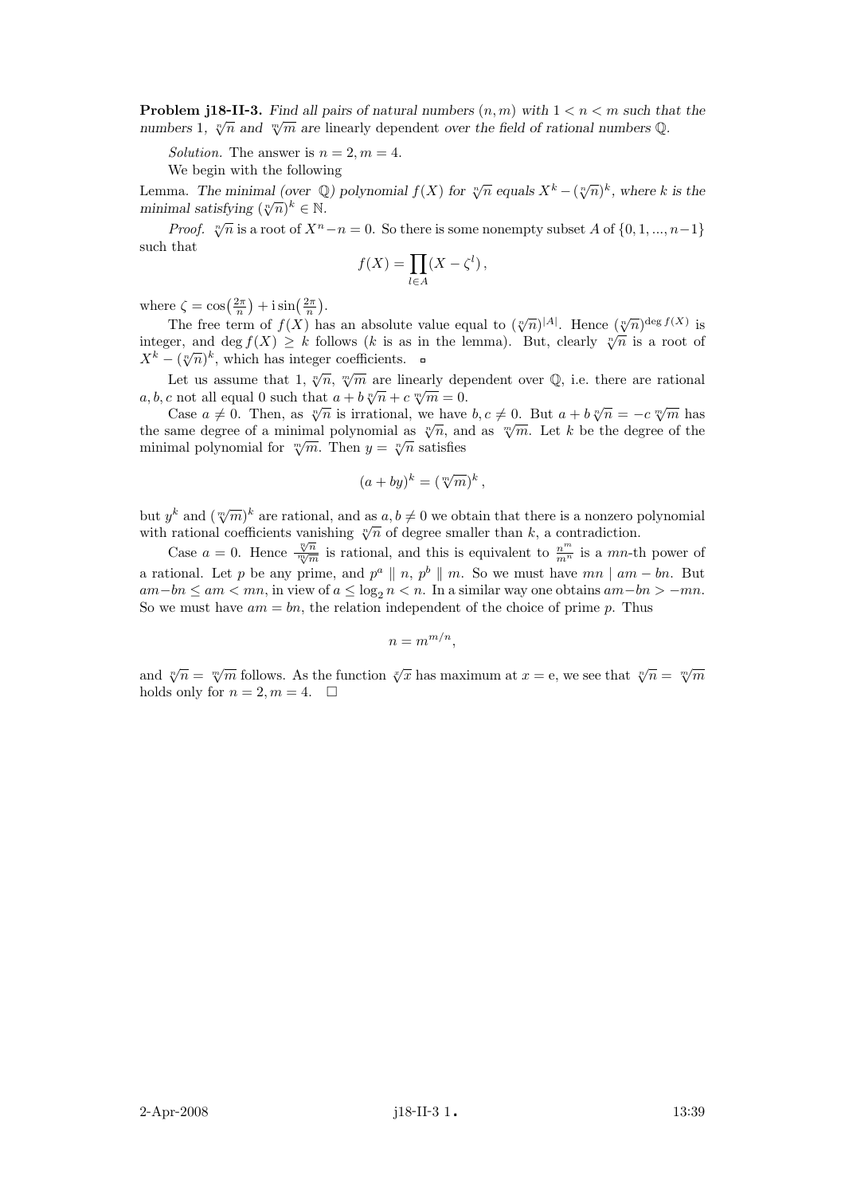**Problem j18-II-3.** *Find all pairs of natural numbers $(n, m)$ with $1 < n < m$ such that the numbers 1, $\sqrt[n]{n}$ and $\sqrt[m]{m}$ are linearly dependent over the field of rational numbers $\mathbb{Q}$.*

*Solution.* The answer is $n = 2, m = 4$.

We begin with the following

Lemma. *The minimal (over $\mathbb{Q}$) polynomial $f(X)$ for $\sqrt[n]{n}$ equals $X^k - (\sqrt[n]{n})^k$, where $k$ is the minimal satisfying $(\sqrt[n]{n})^k \in \mathbb{N}$.*

*Proof.* $\sqrt[n]{n}$ is a root of $X^n - n = 0$. So there is some nonempty subset $A$ of $\{0, 1, ..., n-1\}$ such that

$$f(X) = \prod_{l \in A}(X - \zeta^l),$$

where $\zeta = \cos\left(\frac{2\pi}{n}\right) + \mathrm{i}\sin\left(\frac{2\pi}{n}\right)$.

The free term of $f(X)$ has an absolute value equal to $(\sqrt[n]{n})^{|A|}$. Hence $(\sqrt[n]{n})^{\deg f(X)}$ is integer, and $\deg f(X) \geq k$ follows ($k$ is as in the lemma). But, clearly $\sqrt[n]{n}$ is a root of $X^k - (\sqrt[n]{n})^k$, which has integer coefficients. ▫

Let us assume that 1, $\sqrt[n]{n}$, $\sqrt[m]{m}$ are linearly dependent over $\mathbb{Q}$, i.e. there are rational $a, b, c$ not all equal 0 such that $a + b\sqrt[n]{n} + c\sqrt[m]{m} = 0$.

Case $a \neq 0$. Then, as $\sqrt[n]{n}$ is irrational, we have $b, c \neq 0$. But $a + b\sqrt[n]{n} = -c\sqrt[m]{m}$ has the same degree of a minimal polynomial as $\sqrt[n]{n}$, and as $\sqrt[m]{m}$. Let $k$ be the degree of the minimal polynomial for $\sqrt[m]{m}$. Then $y = \sqrt[n]{n}$ satisfies

$$(a + by)^k = (\sqrt[m]{m})^k,$$

but $y^k$ and $(\sqrt[m]{m})^k$ are rational, and as $a, b \neq 0$ we obtain that there is a nonzero polynomial with rational coefficients vanishing $\sqrt[n]{n}$ of degree smaller than $k$, a contradiction.

Case $a = 0$. Hence $\frac{\sqrt[n]{n}}{\sqrt[m]{m}}$ is rational, and this is equivalent to $\frac{n^m}{m^n}$ is a $mn$-th power of a rational. Let $p$ be any prime, and $p^a \parallel n$, $p^b \parallel m$. So we must have $mn \mid am - bn$. But $am - bn \leq am < mn$, in view of $a \leq \log_2 n < n$. In a similar way one obtains $am - bn > -mn$. So we must have $am = bn$, the relation independent of the choice of prime $p$. Thus

$$n = m^{m/n},$$

and $\sqrt[n]{n} = \sqrt[m]{m}$ follows. As the function $\sqrt[x]{x}$ has maximum at $x = \mathrm{e}$, we see that $\sqrt[n]{n} = \sqrt[m]{m}$ holds only for $n = 2, m = 4$. □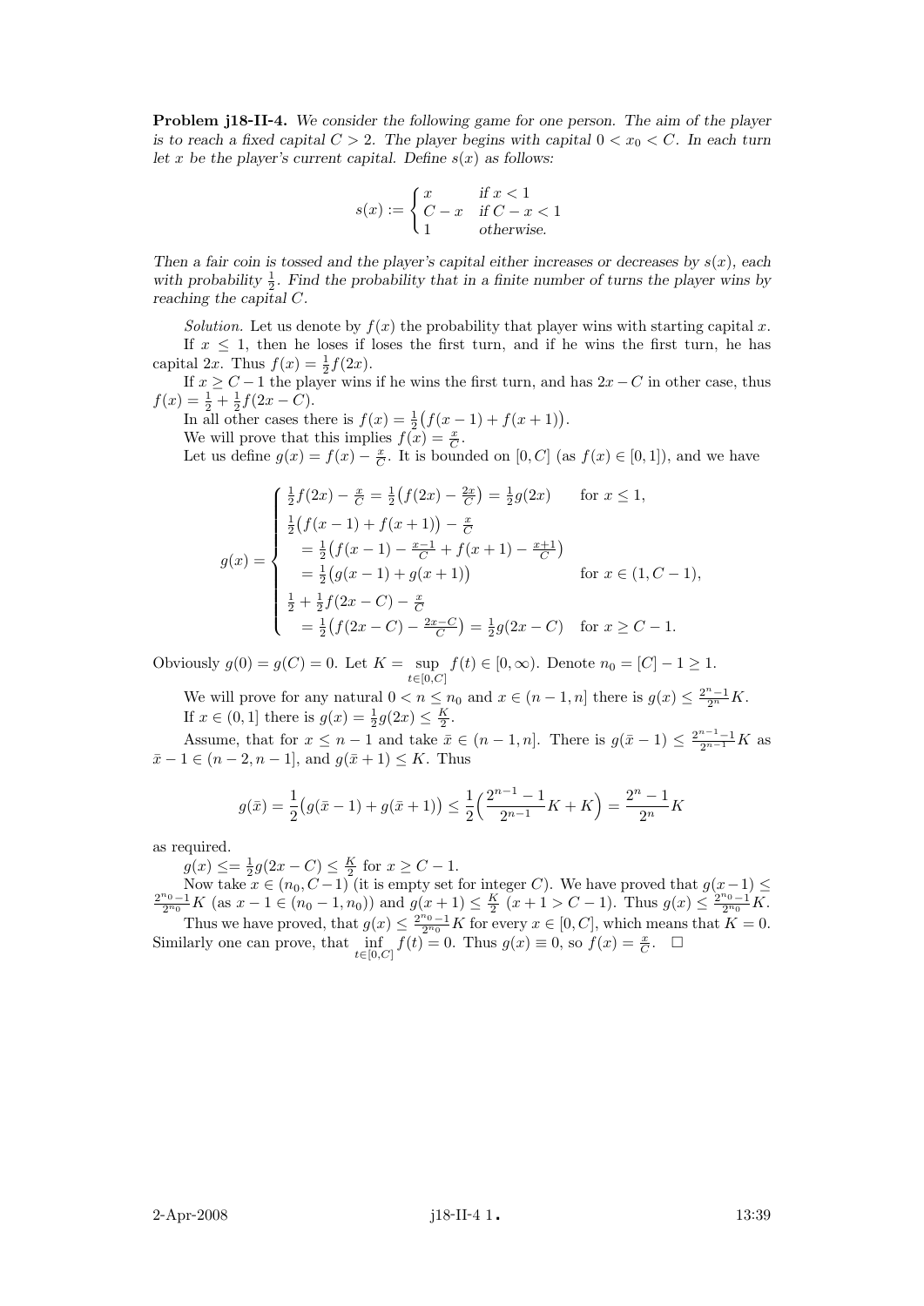**Problem j18-II-4.** *We consider the following game for one person. The aim of the player is to reach a fixed capital $C > 2$. The player begins with capital $0 < x_0 < C$. In each turn let $x$ be the player's current capital. Define $s(x)$ as follows:*

$$s(x) := \begin{cases} x & \text{if } x < 1 \\ C - x & \text{if } C - x < 1 \\ 1 & \text{otherwise.} \end{cases}$$

*Then a fair coin is tossed and the player's capital either increases or decreases by $s(x)$, each with probability $\frac{1}{2}$. Find the probability that in a finite number of turns the player wins by reaching the capital $C$.*

*Solution.* Let us denote by $f(x)$ the probability that player wins with starting capital $x$.

If $x \leq 1$, then he loses if loses the first turn, and if he wins the first turn, he has capital $2x$. Thus $f(x) = \frac{1}{2}f(2x)$.

If $x \geq C - 1$ the player wins if he wins the first turn, and has $2x - C$ in other case, thus $f(x) = \frac{1}{2} + \frac{1}{2}f(2x - C)$.

In all other cases there is $f(x) = \frac{1}{2}\big(f(x-1) + f(x+1)\big)$.

We will prove that this implies $f(x) = \frac{x}{C}$.

Let us define $g(x) = f(x) - \frac{x}{C}$. It is bounded on $[0, C]$ (as $f(x) \in [0, 1]$), and we have

$$g(x) = \begin{cases} \frac{1}{2}f(2x) - \frac{x}{C} = \frac{1}{2}\big(f(2x) - \frac{2x}{C}\big) = \frac{1}{2}g(2x) & \text{for } x \leq 1, \\ \frac{1}{2}\big(f(x-1) + f(x+1)\big) - \frac{x}{C} & \\ \quad = \frac{1}{2}\big(f(x-1) - \frac{x-1}{C} + f(x+1) - \frac{x+1}{C}\big) & \\ \quad = \frac{1}{2}\big(g(x-1) + g(x+1)\big) & \text{for } x \in (1, C-1), \\ \frac{1}{2} + \frac{1}{2}f(2x - C) - \frac{x}{C} & \\ \quad = \frac{1}{2}\big(f(2x - C) - \frac{2x-C}{C}\big) = \frac{1}{2}g(2x - C) & \text{for } x \geq C - 1. \end{cases}$$

Obviously $g(0) = g(C) = 0$. Let $K = \sup\limits_{t \in [0,C]} f(t) \in [0, \infty)$. Denote $n_0 = [C] - 1 \geq 1$.

We will prove for any natural $0 < n \leq n_0$ and $x \in (n-1, n]$ there is $g(x) \leq \frac{2^n - 1}{2^n}K$.

If $x \in (0, 1]$ there is $g(x) = \frac{1}{2}g(2x) \leq \frac{K}{2}$.

Assume, that for $x \leq n - 1$ and take $\bar{x} \in (n-1, n]$. There is $g(\bar{x} - 1) \leq \frac{2^{n-1}-1}{2^{n-1}}K$ as $\bar{x} - 1 \in (n-2, n-1]$, and $g(\bar{x} + 1) \leq K$. Thus

$$g(\bar{x}) = \frac{1}{2}\big(g(\bar{x} - 1) + g(\bar{x} + 1)\big) \leq \frac{1}{2}\Big(\frac{2^{n-1}-1}{2^{n-1}}K + K\Big) = \frac{2^n - 1}{2^n}K$$

as required.

$g(x) \leq= \frac{1}{2}g(2x - C) \leq \frac{K}{2}$ for $x \geq C - 1$.

Now take $x \in (n_0, C-1)$ (it is empty set for integer $C$). We have proved that $g(x-1) \leq \frac{2^{n_0}-1}{2^{n_0}}K$ (as $x - 1 \in (n_0 - 1, n_0)$) and $g(x+1) \leq \frac{K}{2}$ $(x + 1 > C - 1)$. Thus $g(x) \leq \frac{2^{n_0}-1}{2^{n_0}}K$.

Thus we have proved, that $g(x) \leq \frac{2^{n_0}-1}{2^{n_0}}K$ for every $x \in [0, C]$, which means that $K = 0$. Similarly one can prove, that $\inf\limits_{t \in [0,C]} f(t) = 0$. Thus $g(x) \equiv 0$, so $f(x) = \frac{x}{C}$. $\square$